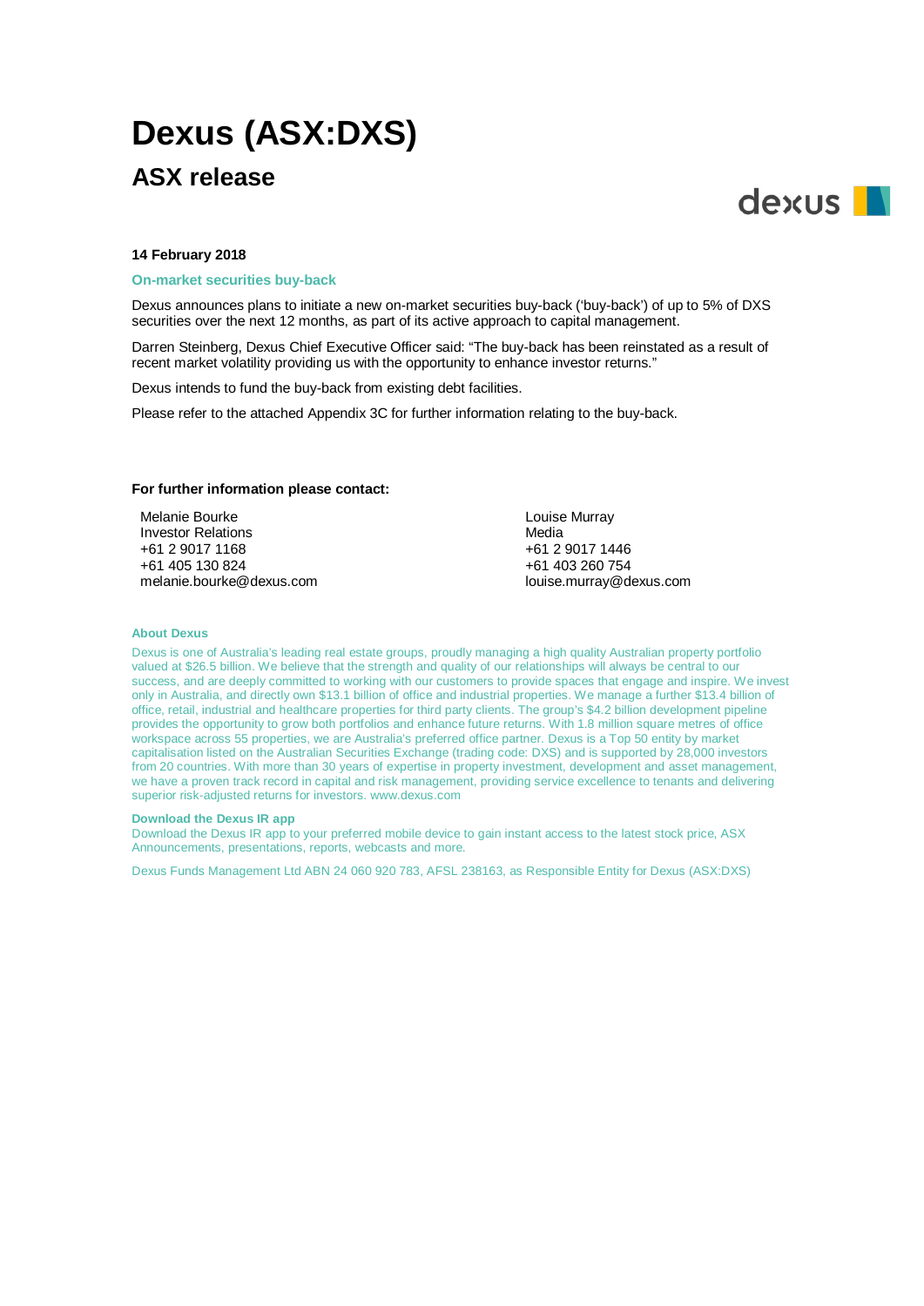# Dexus (ASX:DXS)

## ASX release

**14 February 2018**

### On-market securities buy-back

Dexus announces plans to initiate a new on-market securities buy-back ('buy-back') of up to 5% of DXS securities over the next 12 months, as part of its active approach to capital management.

Darren Steinberg, Dexus Chief Executive Officer said: "The buy-back has been reinstated as a result of recent market volatility providing us with the opportunity to enhance investor returns."

Dexus intends to fund the buy-back from existing debt facilities.

Please refer to the attached Appendix 3C for further information relating to the buy-back.

**For further information please contact:**

Melanie Bourke
Investor Relations
+61 2 9017 1168
+61 405 130 824
melanie.bourke@dexus.com

Louise Murray
Media
+61 2 9017 1446
+61 403 260 754
louise.murray@dexus.com

**About Dexus**

Dexus is one of Australia's leading real estate groups, proudly managing a high quality Australian property portfolio valued at $26.5 billion. We believe that the strength and quality of our relationships will always be central to our success, and are deeply committed to working with our customers to provide spaces that engage and inspire. We invest only in Australia, and directly own $13.1 billion of office and industrial properties. We manage a further $13.4 billion of office, retail, industrial and healthcare properties for third party clients. The group's $4.2 billion development pipeline provides the opportunity to grow both portfolios and enhance future returns. With 1.8 million square metres of office workspace across 55 properties, we are Australia's preferred office partner. Dexus is a Top 50 entity by market capitalisation listed on the Australian Securities Exchange (trading code: DXS) and is supported by 28,000 investors from 20 countries. With more than 30 years of expertise in property investment, development and asset management, we have a proven track record in capital and risk management, providing service excellence to tenants and delivering superior risk-adjusted returns for investors. www.dexus.com

**Download the Dexus IR app**
Download the Dexus IR app to your preferred mobile device to gain instant access to the latest stock price, ASX Announcements, presentations, reports, webcasts and more.

Dexus Funds Management Ltd ABN 24 060 920 783, AFSL 238163, as Responsible Entity for Dexus (ASX:DXS)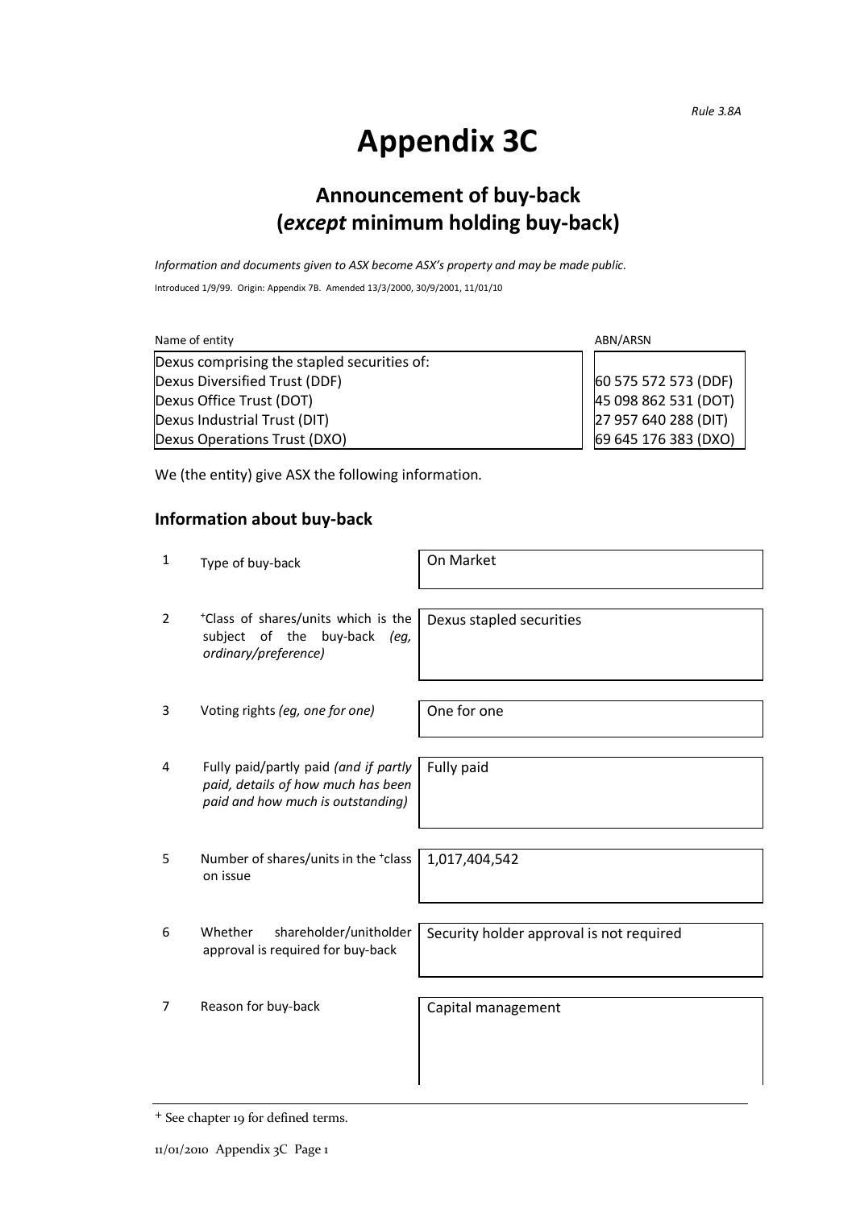*Rule 3.8A*

# Appendix 3C

## Announcement of buy-back (*except* minimum holding buy-back)

*Information and documents given to ASX become ASX's property and may be made public.*

Introduced 1/9/99. Origin: Appendix 7B. Amended 13/3/2000, 30/9/2001, 11/01/10

| Name of entity | ABN/ARSN |
|---|---|
| Dexus comprising the stapled securities of: | |
| Dexus Diversified Trust (DDF) | 60 575 572 573 (DDF) |
| Dexus Office Trust (DOT) | 45 098 862 531 (DOT) |
| Dexus Industrial Trust (DIT) | 27 957 640 288 (DIT) |
| Dexus Operations Trust (DXO) | 69 645 176 383 (DXO) |

We (the entity) give ASX the following information.

### Information about buy-back

| | | |
|---|---|---|
| 1 | Type of buy-back | On Market |
| 2 | +Class of shares/units which is the subject of the buy-back *(eg, ordinary/preference)* | Dexus stapled securities |
| 3 | Voting rights *(eg, one for one)* | One for one |
| 4 | Fully paid/partly paid *(and if partly paid, details of how much has been paid and how much is outstanding)* | Fully paid |
| 5 | Number of shares/units in the +class on issue | 1,017,404,542 |
| 6 | Whether shareholder/unitholder approval is required for buy-back | Security holder approval is not required |
| 7 | Reason for buy-back | Capital management |

+ See chapter 19 for defined terms.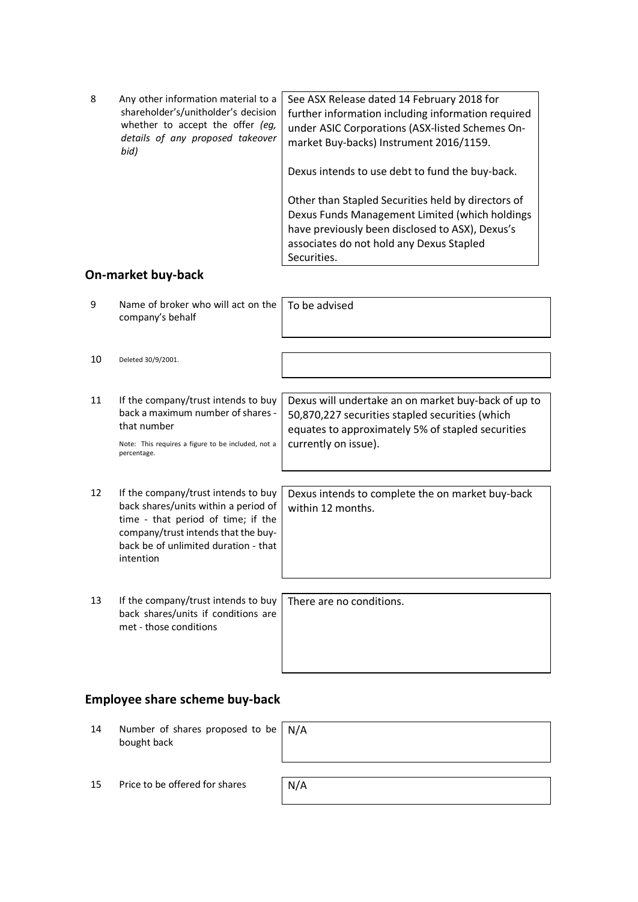| | | |
|---|---|---|
| 8 | Any other information material to a shareholder's/unitholder's decision whether to accept the offer *(eg, details of any proposed takeover bid)* | See ASX Release dated 14 February 2018 for further information including information required under ASIC Corporations (ASX-listed Schemes On-market Buy-backs) Instrument 2016/1159.<br><br>Dexus intends to use debt to fund the buy-back.<br><br>Other than Stapled Securities held by directors of Dexus Funds Management Limited (which holdings have previously been disclosed to ASX), Dexus's associates do not hold any Dexus Stapled Securities. |

## On-market buy-back

| | | |
|---|---|---|
| 9 | Name of broker who will act on the company's behalf | To be advised |
| 10 | Deleted 30/9/2001. | |
| 11 | If the company/trust intends to buy back a maximum number of shares - that number<br><br>Note: This requires a figure to be included, not a percentage. | Dexus will undertake an on market buy-back of up to 50,870,227 securities stapled securities (which equates to approximately 5% of stapled securities currently on issue). |
| 12 | If the company/trust intends to buy back shares/units within a period of time - that period of time; if the company/trust intends that the buy-back be of unlimited duration - that intention | Dexus intends to complete the on market buy-back within 12 months. |
| 13 | If the company/trust intends to buy back shares/units if conditions are met - those conditions | There are no conditions. |

## Employee share scheme buy-back

| | | |
|---|---|---|
| 14 | Number of shares proposed to be bought back | N/A |
| 15 | Price to be offered for shares | N/A |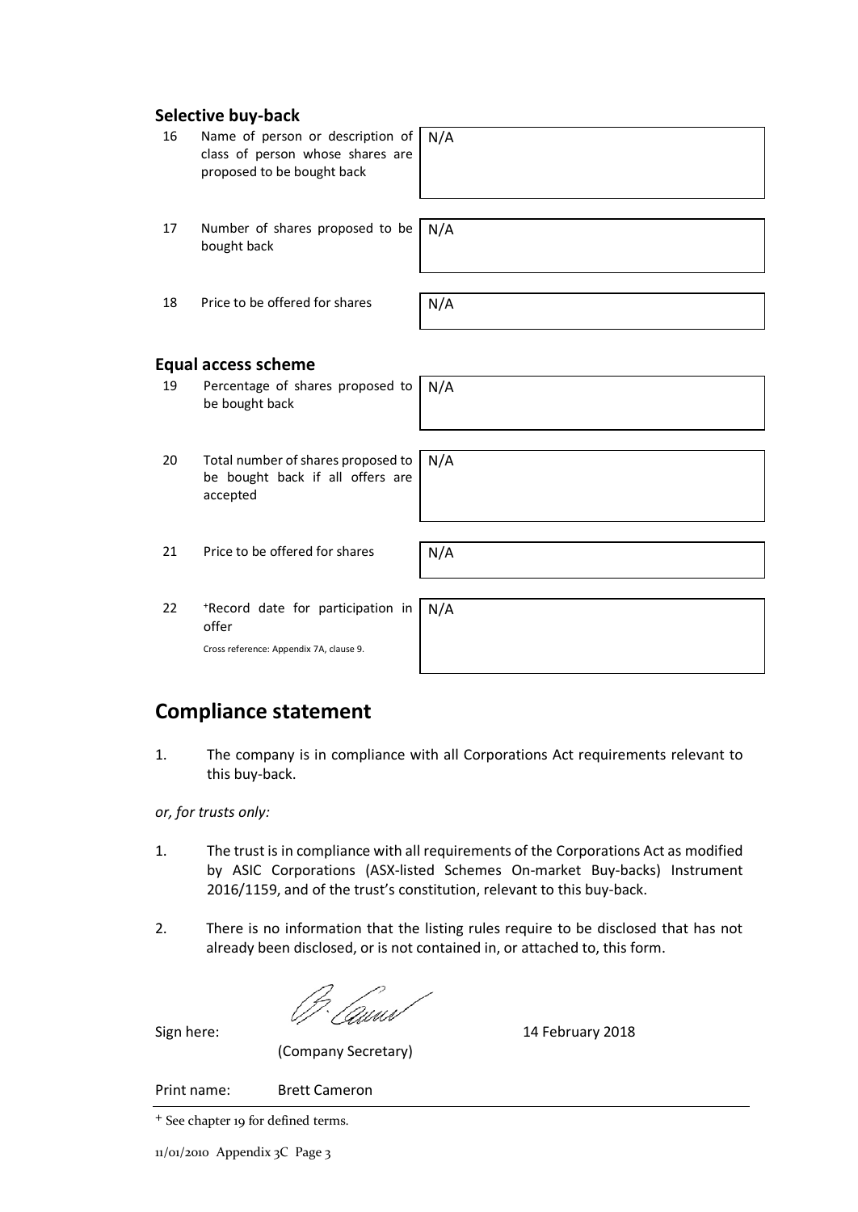### Selective buy-back

| | | |
|---|---|---|
| 16 | Name of person or description of class of person whose shares are proposed to be bought back | N/A |
| 17 | Number of shares proposed to be bought back | N/A |
| 18 | Price to be offered for shares | N/A |

### Equal access scheme

| | | |
|---|---|---|
| 19 | Percentage of shares proposed to be bought back | N/A |
| 20 | Total number of shares proposed to be bought back if all offers are accepted | N/A |
| 21 | Price to be offered for shares | N/A |
| 22 | +Record date for participation in offer<br>Cross reference: Appendix 7A, clause 9. | N/A |

## Compliance statement

1. The company is in compliance with all Corporations Act requirements relevant to this buy-back.

*or, for trusts only:*

1. The trust is in compliance with all requirements of the Corporations Act as modified by ASIC Corporations (ASX-listed Schemes On-market Buy-backs) Instrument 2016/1159, and of the trust's constitution, relevant to this buy-back.

2. There is no information that the listing rules require to be disclosed that has not already been disclosed, or is not contained in, or attached to, this form.

Sign here: (Company Secretary) 14 February 2018

Print name: Brett Cameron

+ See chapter 19 for defined terms.